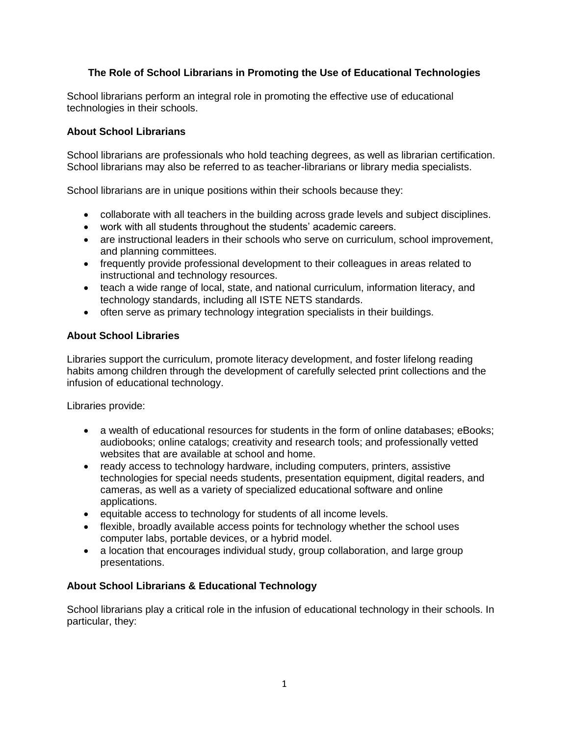# The Role of School Librarians in Promoting the Use of Educational Technologies

School librarians perform an integral role in promoting the effective use of educational technologies in their schools.

## About School Librarians

School librarians are professionals who hold teaching degrees, as well as librarian certification. School librarians may also be referred to as teacher-librarians or library media specialists.

School librarians are in unique positions within their schools because they:

- collaborate with all teachers in the building across grade levels and subject disciplines.
- work with all students throughout the students' academic careers.
- are instructional leaders in their schools who serve on curriculum, school improvement, and planning committees.
- frequently provide professional development to their colleagues in areas related to instructional and technology resources.
- teach a wide range of local, state, and national curriculum, information literacy, and technology standards, including all ISTE NETS standards.
- often serve as primary technology integration specialists in their buildings.

## About School Libraries

Libraries support the curriculum, promote literacy development, and foster lifelong reading habits among children through the development of carefully selected print collections and the infusion of educational technology.

Libraries provide:

- a wealth of educational resources for students in the form of online databases; eBooks; audiobooks; online catalogs; creativity and research tools; and professionally vetted websites that are available at school and home.
- ready access to technology hardware, including computers, printers, assistive technologies for special needs students, presentation equipment, digital readers, and cameras, as well as a variety of specialized educational software and online applications.
- equitable access to technology for students of all income levels.
- flexible, broadly available access points for technology whether the school uses computer labs, portable devices, or a hybrid model.
- a location that encourages individual study, group collaboration, and large group presentations.

## About School Librarians & Educational Technology

School librarians play a critical role in the infusion of educational technology in their schools. In particular, they: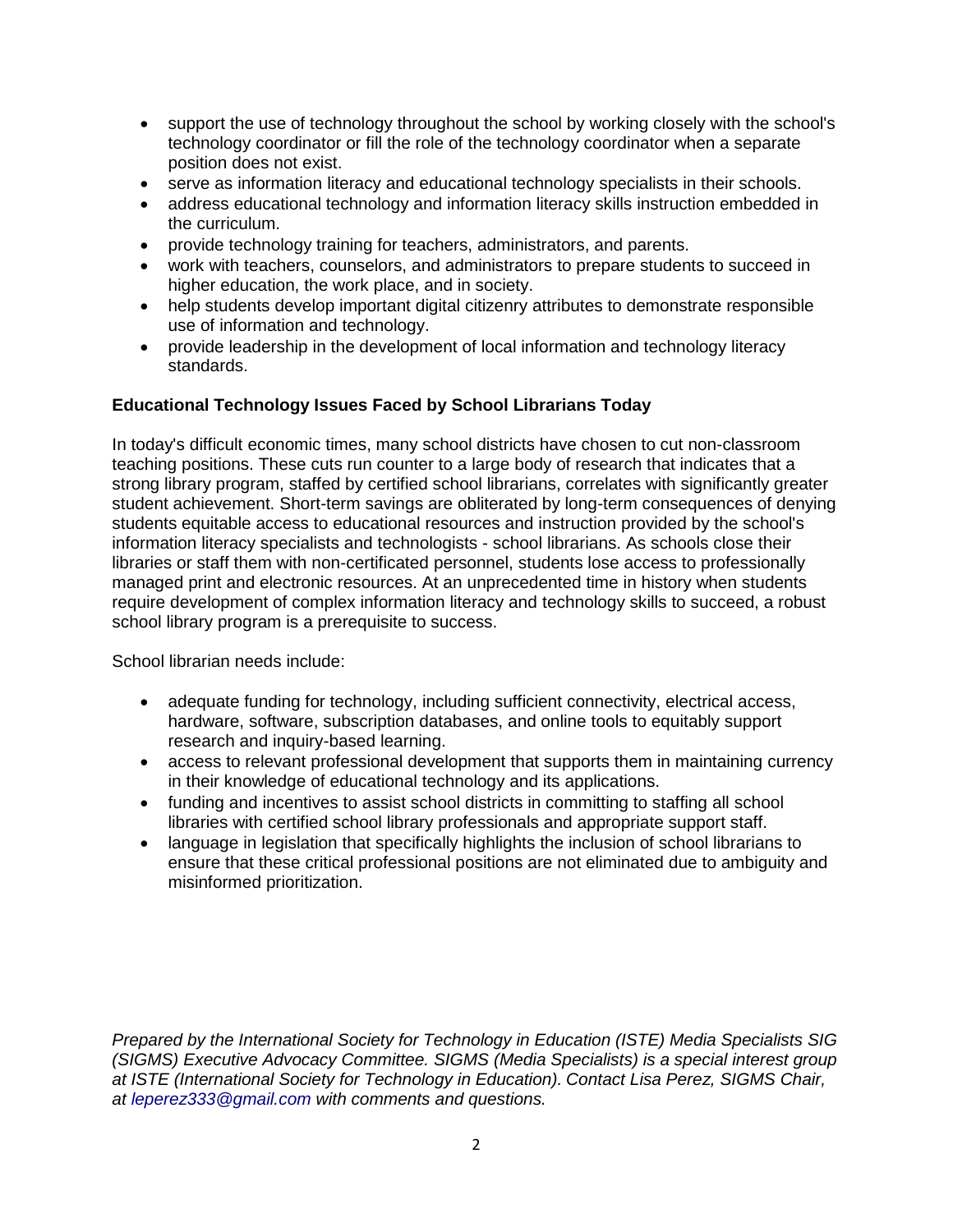- support the use of technology throughout the school by working closely with the school's technology coordinator or fill the role of the technology coordinator when a separate position does not exist.
- serve as information literacy and educational technology specialists in their schools.
- address educational technology and information literacy skills instruction embedded in the curriculum.
- provide technology training for teachers, administrators, and parents.
- work with teachers, counselors, and administrators to prepare students to succeed in higher education, the work place, and in society.
- help students develop important digital citizenry attributes to demonstrate responsible use of information and technology.
- provide leadership in the development of local information and technology literacy standards.

**Educational Technology Issues Faced by School Librarians Today**

In today's difficult economic times, many school districts have chosen to cut non-classroom teaching positions. These cuts run counter to a large body of research that indicates that a strong library program, staffed by certified school librarians, correlates with significantly greater student achievement. Short-term savings are obliterated by long-term consequences of denying students equitable access to educational resources and instruction provided by the school's information literacy specialists and technologists - school librarians. As schools close their libraries or staff them with non-certificated personnel, students lose access to professionally managed print and electronic resources. At an unprecedented time in history when students require development of complex information literacy and technology skills to succeed, a robust school library program is a prerequisite to success.

School librarian needs include:

- adequate funding for technology, including sufficient connectivity, electrical access, hardware, software, subscription databases, and online tools to equitably support research and inquiry-based learning.
- access to relevant professional development that supports them in maintaining currency in their knowledge of educational technology and its applications.
- funding and incentives to assist school districts in committing to staffing all school libraries with certified school library professionals and appropriate support staff.
- language in legislation that specifically highlights the inclusion of school librarians to ensure that these critical professional positions are not eliminated due to ambiguity and misinformed prioritization.

*Prepared by the International Society for Technology in Education (ISTE) Media Specialists SIG (SIGMS) Executive Advocacy Committee. SIGMS (Media Specialists) is a special interest group at ISTE (International Society for Technology in Education). Contact Lisa Perez, SIGMS Chair, at leperez333@gmail.com with comments and questions.*